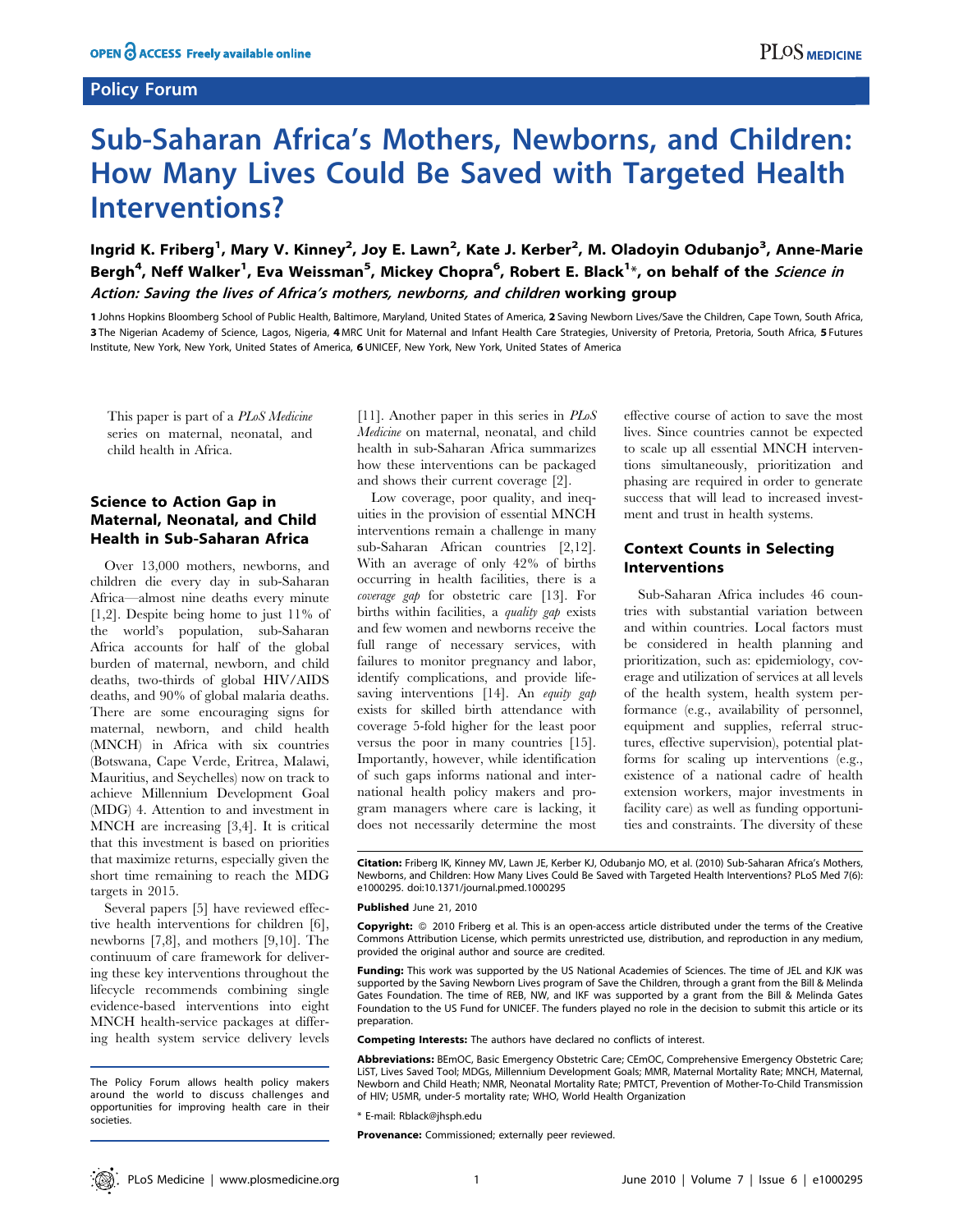# Sub-Saharan Africa's Mothers, Newborns, and Children: How Many Lives Could Be Saved with Targeted Health Interventions?

**Ingrid K. Friberg[1], Mary V. Kinney[2], Joy E. Lawn[2], Kate J. Kerber[2], M. Oladoyin Odubanjo[3], Anne-Marie Bergh[4], Neff Walker[1], Eva Weissman[5], Mickey Chopra[6], Robert E. Black[1]\*, on behalf of the *Science in Action: Saving the lives of Africa's mothers, newborns, and children* working group**

1 Johns Hopkins Bloomberg School of Public Health, Baltimore, Maryland, United States of America, 2 Saving Newborn Lives/Save the Children, Cape Town, South Africa, 3 The Nigerian Academy of Science, Lagos, Nigeria, 4 MRC Unit for Maternal and Infant Health Care Strategies, University of Pretoria, Pretoria, South Africa, 5 Futures Institute, New York, New York, United States of America, 6 UNICEF, New York, New York, United States of America

This paper is part of a *PLoS Medicine* series on maternal, neonatal, and child health in Africa.

## Science to Action Gap in Maternal, Neonatal, and Child Health in Sub-Saharan Africa

Over 13,000 mothers, newborns, and children die every day in sub-Saharan Africa—almost nine deaths every minute [1,2]. Despite being home to just 11% of the world's population, sub-Saharan Africa accounts for half of the global burden of maternal, newborn, and child deaths, two-thirds of global HIV/AIDS deaths, and 90% of global malaria deaths. There are some encouraging signs for maternal, newborn, and child health (MNCH) in Africa with six countries (Botswana, Cape Verde, Eritrea, Malawi, Mauritius, and Seychelles) now on track to achieve Millennium Development Goal (MDG) 4. Attention to and investment in MNCH are increasing [3,4]. It is critical that this investment is based on priorities that maximize returns, especially given the short time remaining to reach the MDG targets in 2015.

Several papers [5] have reviewed effective health interventions for children [6], newborns [7,8], and mothers [9,10]. The continuum of care framework for delivering these key interventions throughout the lifecycle recommends combining single evidence-based interventions into eight MNCH health-service packages at differing health system service delivery levels [11]. Another paper in this series in *PLoS Medicine* on maternal, neonatal, and child health in sub-Saharan Africa summarizes how these interventions can be packaged and shows their current coverage [2].

Low coverage, poor quality, and inequities in the provision of essential MNCH interventions remain a challenge in many sub-Saharan African countries [2,12]. With an average of only 42% of births occurring in health facilities, there is a *coverage gap* for obstetric care [13]. For births within facilities, a *quality gap* exists and few women and newborns receive the full range of necessary services, with failures to monitor pregnancy and labor, identify complications, and provide life-saving interventions [14]. An *equity gap* exists for skilled birth attendance with coverage 5-fold higher for the least poor versus the poor in many countries [15]. Importantly, however, while identification of such gaps informs national and international health policy makers and program managers where care is lacking, it does not necessarily determine the most effective course of action to save the most lives. Since countries cannot be expected to scale up all essential MNCH interventions simultaneously, prioritization and phasing are required in order to generate success that will lead to increased investment and trust in health systems.

## Context Counts in Selecting Interventions

Sub-Saharan Africa includes 46 countries with substantial variation between and within countries. Local factors must be considered in health planning and prioritization, such as: epidemiology, coverage and utilization of services at all levels of the health system, health system performance (e.g., availability of personnel, equipment and supplies, referral structures, effective supervision), potential platforms for scaling up interventions (e.g., existence of a national cadre of health extension workers, major investments in facility care) as well as funding opportunities and constraints. The diversity of these

The Policy Forum allows health policy makers around the world to discuss challenges and opportunities for improving health care in their societies.

**Citation:** Friberg IK, Kinney MV, Lawn JE, Kerber KJ, Odubanjo MO, et al. (2010) Sub-Saharan Africa's Mothers, Newborns, and Children: How Many Lives Could Be Saved with Targeted Health Interventions? PLoS Med 7(6): e1000295. doi:10.1371/journal.pmed.1000295

**Published** June 21, 2010

**Copyright:** © 2010 Friberg et al. This is an open-access article distributed under the terms of the Creative Commons Attribution License, which permits unrestricted use, distribution, and reproduction in any medium, provided the original author and source are credited.

**Funding:** This work was supported by the US National Academies of Sciences. The time of JEL and KJK was supported by the Saving Newborn Lives program of Save the Children, through a grant from the Bill & Melinda Gates Foundation. The time of REB, NW, and IKF was supported by a grant from the Bill & Melinda Gates Foundation to the US Fund for UNICEF. The funders played no role in the decision to submit this article or its preparation.

**Competing Interests:** The authors have declared no conflicts of interest.

**Abbreviations:** BEmOC, Basic Emergency Obstetric Care; CEmOC, Comprehensive Emergency Obstetric Care; LiST, Lives Saved Tool; MDGs, Millennium Development Goals; MMR, Maternal Mortality Rate; MNCH, Maternal, Newborn and Child Heath; NMR, Neonatal Mortality Rate; PMTCT, Prevention of Mother-To-Child Transmission of HIV; U5MR, under-5 mortality rate; WHO, World Health Organization

\* E-mail: Rblack@jhsph.edu

**Provenance:** Commissioned; externally peer reviewed.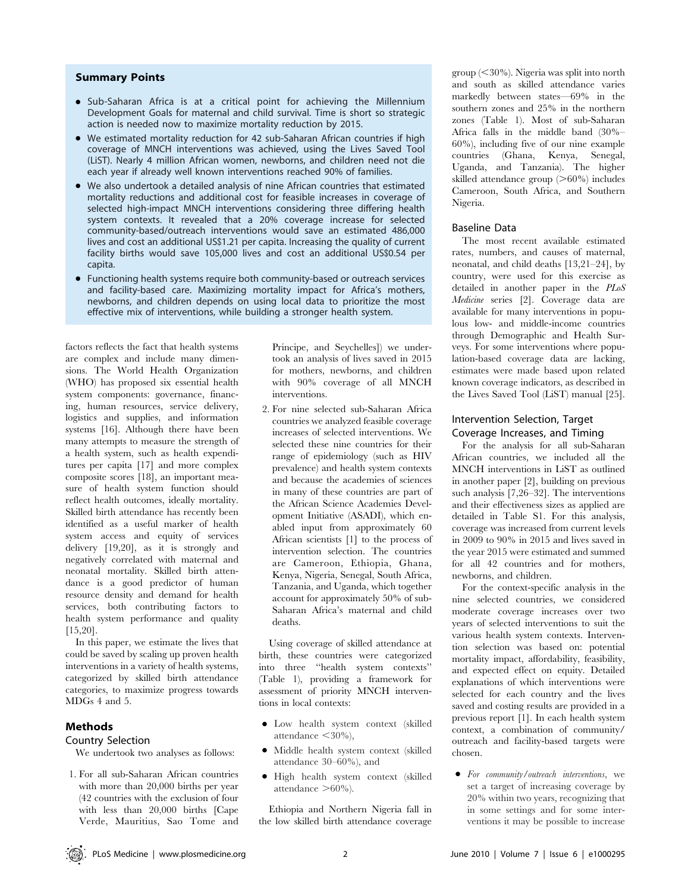## Summary Points

- Sub-Saharan Africa is at a critical point for achieving the Millennium Development Goals for maternal and child survival. Time is short so strategic action is needed now to maximize mortality reduction by 2015.
- We estimated mortality reduction for 42 sub-Saharan African countries if high coverage of MNCH interventions was achieved, using the Lives Saved Tool (LiST). Nearly 4 million African women, newborns, and children need not die each year if already well known interventions reached 90% of families.
- We also undertook a detailed analysis of nine African countries that estimated mortality reductions and additional cost for feasible increases in coverage of selected high-impact MNCH interventions considering three differing health system contexts. It revealed that a 20% coverage increase for selected community-based/outreach interventions would save an estimated 486,000 lives and cost an additional US$1.21 per capita. Increasing the quality of current facility births would save 105,000 lives and cost an additional US$0.54 per capita.
- Functioning health systems require both community-based or outreach services and facility-based care. Maximizing mortality impact for Africa's mothers, newborns, and children depends on using local data to prioritize the most effective mix of interventions, while building a stronger health system.

factors reflects the fact that health systems are complex and include many dimensions. The World Health Organization (WHO) has proposed six essential health system components: governance, financing, human resources, service delivery, logistics and supplies, and information systems [16]. Although there have been many attempts to measure the strength of a health system, such as health expenditures per capita [17] and more complex composite scores [18], an important measure of health system function should reflect health outcomes, ideally mortality. Skilled birth attendance has recently been identified as a useful marker of health system access and equity of services delivery [19,20], as it is strongly and negatively correlated with maternal and neonatal mortality. Skilled birth attendance is a good predictor of human resource density and demand for health services, both contributing factors to health system performance and quality [15,20].

In this paper, we estimate the lives that could be saved by scaling up proven health interventions in a variety of health systems, categorized by skilled birth attendance categories, to maximize progress towards MDGs 4 and 5.

## Methods

### Country Selection

We undertook two analyses as follows:

1. For all sub-Saharan African countries with more than 20,000 births per year (42 countries with the exclusion of four with less than 20,000 births [Cape Verde, Mauritius, Sao Tome and Principe, and Seychelles]) we undertook an analysis of lives saved in 2015 for mothers, newborns, and children with 90% coverage of all MNCH interventions.
2. For nine selected sub-Saharan Africa countries we analyzed feasible coverage increases of selected interventions. We selected these nine countries for their range of epidemiology (such as HIV prevalence) and health system contexts and because the academies of sciences in many of these countries are part of the African Science Academies Development Initiative (ASADI), which enabled input from approximately 60 African scientists [1] to the process of intervention selection. The countries are Cameroon, Ethiopia, Ghana, Kenya, Nigeria, Senegal, South Africa, Tanzania, and Uganda, which together account for approximately 50% of sub-Saharan Africa's maternal and child deaths.

Using coverage of skilled attendance at birth, these countries were categorized into three "health system contexts" (Table 1), providing a framework for assessment of priority MNCH interventions in local contexts:

- Low health system context (skilled attendance <30%),
- Middle health system context (skilled attendance 30–60%), and
- High health system context (skilled attendance >60%).

Ethiopia and Northern Nigeria fall in the low skilled birth attendance coverage group (<30%). Nigeria was split into north and south as skilled attendance varies markedly between states—69% in the southern zones and 25% in the northern zones (Table 1). Most of sub-Saharan Africa falls in the middle band (30%–60%), including five of our nine example countries (Ghana, Kenya, Senegal, Uganda, and Tanzania). The higher skilled attendance group (>60%) includes Cameroon, South Africa, and Southern Nigeria.

### Baseline Data

The most recent available estimated rates, numbers, and causes of maternal, neonatal, and child deaths [13,21–24], by country, were used for this exercise as detailed in another paper in the *PLoS Medicine* series [2]. Coverage data are available for many interventions in populous low- and middle-income countries through Demographic and Health Surveys. For some interventions where population-based coverage data are lacking, estimates were made based upon related known coverage indicators, as described in the Lives Saved Tool (LiST) manual [25].

### Intervention Selection, Target Coverage Increases, and Timing

For the analysis for all sub-Saharan African countries, we included all the MNCH interventions in LiST as outlined in another paper [2], building on previous such analysis [7,26–32]. The interventions and their effectiveness sizes as applied are detailed in Table S1. For this analysis, coverage was increased from current levels in 2009 to 90% in 2015 and lives saved in the year 2015 were estimated and summed for all 42 countries and for mothers, newborns, and children.

For the context-specific analysis in the nine selected countries, we considered moderate coverage increases over two years of selected interventions to suit the various health system contexts. Intervention selection was based on: potential mortality impact, affordability, feasibility, and expected effect on equity. Detailed explanations of which interventions were selected for each country and the lives saved and costing results are provided in a previous report [1]. In each health system context, a combination of community/outreach and facility-based targets were chosen.

- *For community/outreach interventions*, we set a target of increasing coverage by 20% within two years, recognizing that in some settings and for some interventions it may be possible to increase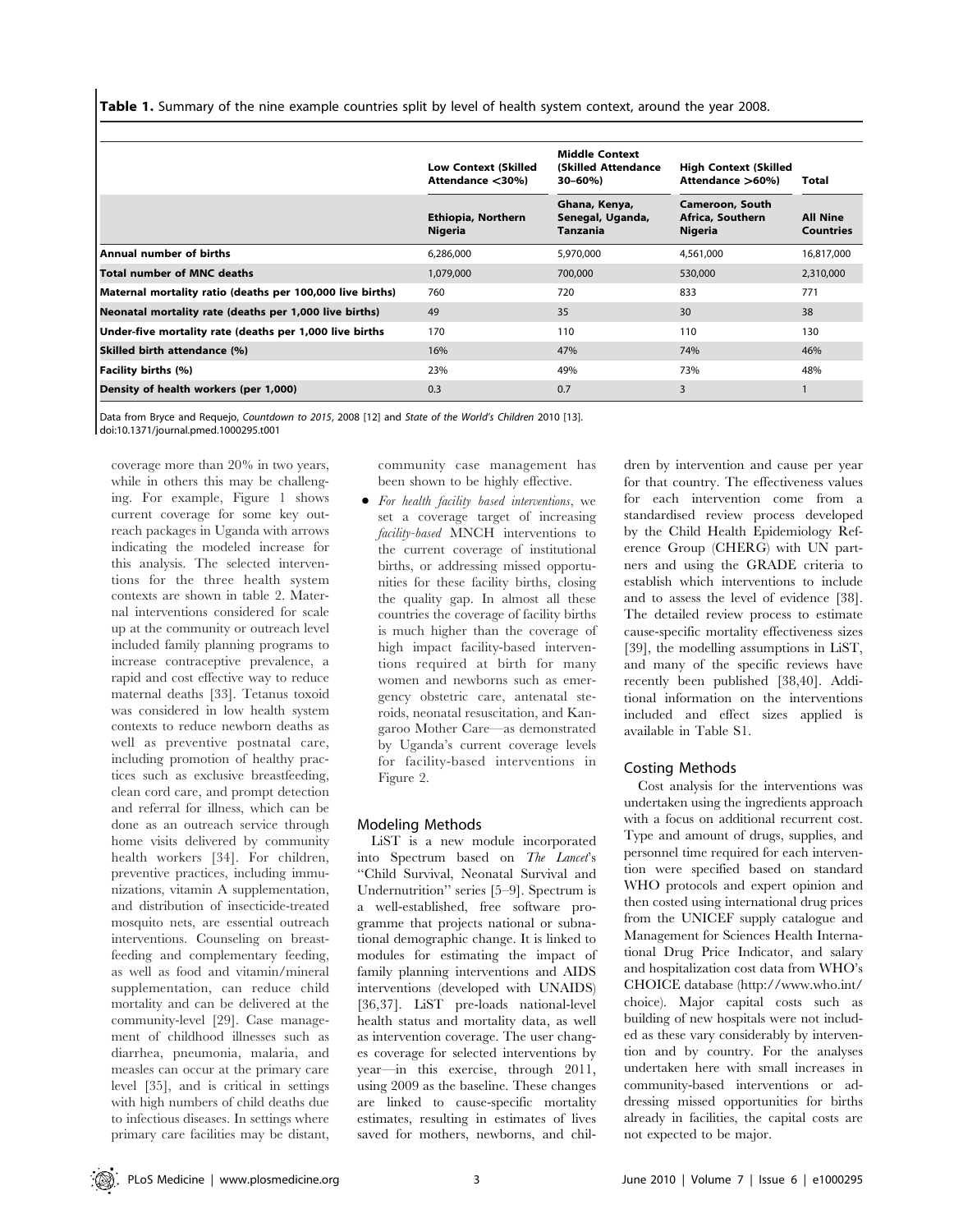**Table 1.** Summary of the nine example countries split by level of health system context, around the year 2008.

| | Low Context (Skilled Attendance <30%) | Middle Context (Skilled Attendance 30–60%) | High Context (Skilled Attendance >60%) | Total |
|---|---|---|---|---|
| | Ethiopia, Northern Nigeria | Ghana, Kenya, Senegal, Uganda, Tanzania | Cameroon, South Africa, Southern Nigeria | All Nine Countries |
| **Annual number of births** | 6,286,000 | 5,970,000 | 4,561,000 | 16,817,000 |
| **Total number of MNC deaths** | 1,079,000 | 700,000 | 530,000 | 2,310,000 |
| **Maternal mortality ratio (deaths per 100,000 live births)** | 760 | 720 | 833 | 771 |
| **Neonatal mortality rate (deaths per 1,000 live births)** | 49 | 35 | 30 | 38 |
| **Under-five mortality rate (deaths per 1,000 live births** | 170 | 110 | 110 | 130 |
| **Skilled birth attendance (%)** | 16% | 47% | 74% | 46% |
| **Facility births (%)** | 23% | 49% | 73% | 48% |
| **Density of health workers (per 1,000)** | 0.3 | 0.7 | 3 | 1 |

Data from Bryce and Requejo, *Countdown to 2015*, 2008 [12] and *State of the World's Children* 2010 [13].
doi:10.1371/journal.pmed.1000295.t001

coverage more than 20% in two years, while in others this may be challenging. For example, Figure 1 shows current coverage for some key outreach packages in Uganda with arrows indicating the modeled increase for this analysis. The selected interventions for the three health system contexts are shown in table 2. Maternal interventions considered for scale up at the community or outreach level included family planning programs to increase contraceptive prevalence, a rapid and cost effective way to reduce maternal deaths [33]. Tetanus toxoid was considered in low health system contexts to reduce newborn deaths as well as preventive postnatal care, including promotion of healthy practices such as exclusive breastfeeding, clean cord care, and prompt detection and referral for illness, which can be done as an outreach service through home visits delivered by community health workers [34]. For children, preventive practices, including immunizations, vitamin A supplementation, and distribution of insecticide-treated mosquito nets, are essential outreach interventions. Counseling on breastfeeding and complementary feeding, as well as food and vitamin/mineral supplementation, can reduce child mortality and can be delivered at the community-level [29]. Case management of childhood illnesses such as diarrhea, pneumonia, malaria, and measles can occur at the primary care level [35], and is critical in settings with high numbers of child deaths due to infectious diseases. In settings where primary care facilities may be distant, community case management has been shown to be highly effective.

- *For health facility based interventions*, we set a coverage target of increasing *facility-based* MNCH interventions to the current coverage of institutional births, or addressing missed opportunities for these facility births, closing the quality gap. In almost all these countries the coverage of facility births is much higher than the coverage of high impact facility-based interventions required at birth for many women and newborns such as emergency obstetric care, antenatal steroids, neonatal resuscitation, and Kangaroo Mother Care—as demonstrated by Uganda's current coverage levels for facility-based interventions in Figure 2.

## Modeling Methods

LiST is a new module incorporated into Spectrum based on *The Lancet*'s "Child Survival, Neonatal Survival and Undernutrition" series [5–9]. Spectrum is a well-established, free software programme that projects national or subnational demographic change. It is linked to modules for estimating the impact of family planning interventions and AIDS interventions (developed with UNAIDS) [36,37]. LiST pre-loads national-level health status and mortality data, as well as intervention coverage. The user changes coverage for selected interventions by year—in this exercise, through 2011, using 2009 as the baseline. These changes are linked to cause-specific mortality estimates, resulting in estimates of lives saved for mothers, newborns, and children by intervention and cause per year for that country. The effectiveness values for each intervention come from a standardised review process developed by the Child Health Epidemiology Reference Group (CHERG) with UN partners and using the GRADE criteria to establish which interventions to include and to assess the level of evidence [38]. The detailed review process to estimate cause-specific mortality effectiveness sizes [39], the modelling assumptions in LiST, and many of the specific reviews have recently been published [38,40]. Additional information on the interventions included and effect sizes applied is available in Table S1.

## Costing Methods

Cost analysis for the interventions was undertaken using the ingredients approach with a focus on additional recurrent cost. Type and amount of drugs, supplies, and personnel time required for each intervention were specified based on standard WHO protocols and expert opinion and then costed using international drug prices from the UNICEF supply catalogue and Management for Sciences Health International Drug Price Indicator, and salary and hospitalization cost data from WHO's CHOICE database (http://www.who.int/choice). Major capital costs such as building of new hospitals were not included as these vary considerably by intervention and by country. For the analyses undertaken here with small increases in community-based interventions or addressing missed opportunities for births already in facilities, the capital costs are not expected to be major.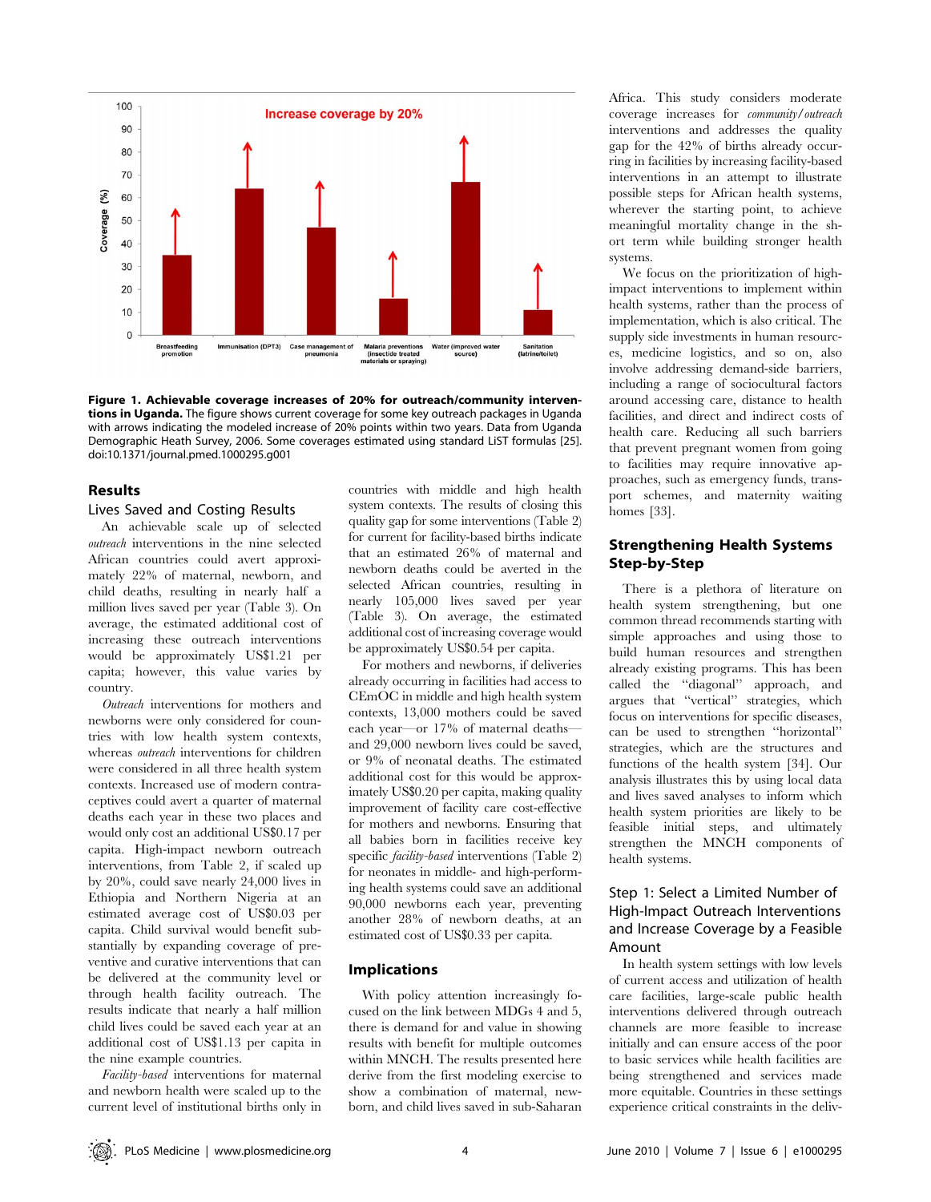**Figure 1. Achievable coverage increases of 20% for outreach/community interventions in Uganda.** The figure shows current coverage for some key outreach packages in Uganda with arrows indicating the modeled increase of 20% points within two years. Data from Uganda Demographic Heath Survey, 2006. Some coverages estimated using standard LiST formulas [25]. doi:10.1371/journal.pmed.1000295.g001

## Results

### Lives Saved and Costing Results

An achievable scale up of selected *outreach* interventions in the nine selected African countries could avert approximately 22% of maternal, newborn, and child deaths, resulting in nearly half a million lives saved per year (Table 3). On average, the estimated additional cost of increasing these outreach interventions would be approximately US$1.21 per capita; however, this value varies by country.

*Outreach* interventions for mothers and newborns were only considered for countries with low health system contexts, whereas *outreach* interventions for children were considered in all three health system contexts. Increased use of modern contraceptives could avert a quarter of maternal deaths each year in these two places and would only cost an additional US$0.17 per capita. High-impact newborn outreach interventions, from Table 2, if scaled up by 20%, could save nearly 24,000 lives in Ethiopia and Northern Nigeria at an estimated average cost of US$0.03 per capita. Child survival would benefit substantially by expanding coverage of preventive and curative interventions that can be delivered at the community level or through health facility outreach. The results indicate that nearly a half million child lives could be saved each year at an additional cost of US$1.13 per capita in the nine example countries.

*Facility-based* interventions for maternal and newborn health were scaled up to the current level of institutional births only in countries with middle and high health system contexts. The results of closing this quality gap for some interventions (Table 2) for current for facility-based births indicate that an estimated 26% of maternal and newborn deaths could be averted in the selected African countries, resulting in nearly 105,000 lives saved per year (Table 3). On average, the estimated additional cost of increasing coverage would be approximately US$0.54 per capita.

For mothers and newborns, if deliveries already occurring in facilities had access to CEmOC in middle and high health system contexts, 13,000 mothers could be saved each year—or 17% of maternal deaths—and 29,000 newborn lives could be saved, or 9% of neonatal deaths. The estimated additional cost for this would be approximately US$0.20 per capita, making quality improvement of facility care cost-effective for mothers and newborns. Ensuring that all babies born in facilities receive key specific *facility-based* interventions (Table 2) for neonates in middle- and high-performing health systems could save an additional 90,000 newborns each year, preventing another 28% of newborn deaths, at an estimated cost of US$0.33 per capita.

## Implications

With policy attention increasingly focused on the link between MDGs 4 and 5, there is demand for and value in showing results with benefit for multiple outcomes within MNCH. The results presented here derive from the first modeling exercise to show a combination of maternal, newborn, and child lives saved in sub-Saharan Africa. This study considers moderate coverage increases for *community/outreach* interventions and addresses the quality gap for the 42% of births already occurring in facilities by increasing facility-based interventions in an attempt to illustrate possible steps for African health systems, wherever the starting point, to achieve meaningful mortality change in the short term while building stronger health systems.

We focus on the prioritization of high-impact interventions to implement within health systems, rather than the process of implementation, which is also critical. The supply side investments in human resources, medicine logistics, and so on, also involve addressing demand-side barriers, including a range of sociocultural factors around accessing care, distance to health facilities, and direct and indirect costs of health care. Reducing all such barriers that prevent pregnant women from going to facilities may require innovative approaches, such as emergency funds, transport schemes, and maternity waiting homes [33].

## Strengthening Health Systems Step-by-Step

There is a plethora of literature on health system strengthening, but one common thread recommends starting with simple approaches and using those to build human resources and strengthen already existing programs. This has been called the "diagonal" approach, and argues that "vertical" strategies, which focus on interventions for specific diseases, can be used to strengthen "horizontal" strategies, which are the structures and functions of the health system [34]. Our analysis illustrates this by using local data and lives saved analyses to inform which health system priorities are likely to be feasible initial steps, and ultimately strengthen the MNCH components of health systems.

### Step 1: Select a Limited Number of High-Impact Outreach Interventions and Increase Coverage by a Feasible Amount

In health system settings with low levels of current access and utilization of health care facilities, large-scale public health interventions delivered through outreach channels are more feasible to increase initially and can ensure access of the poor to basic services while health facilities are being strengthened and services made more equitable. Countries in these settings experience critical constraints in the deliv-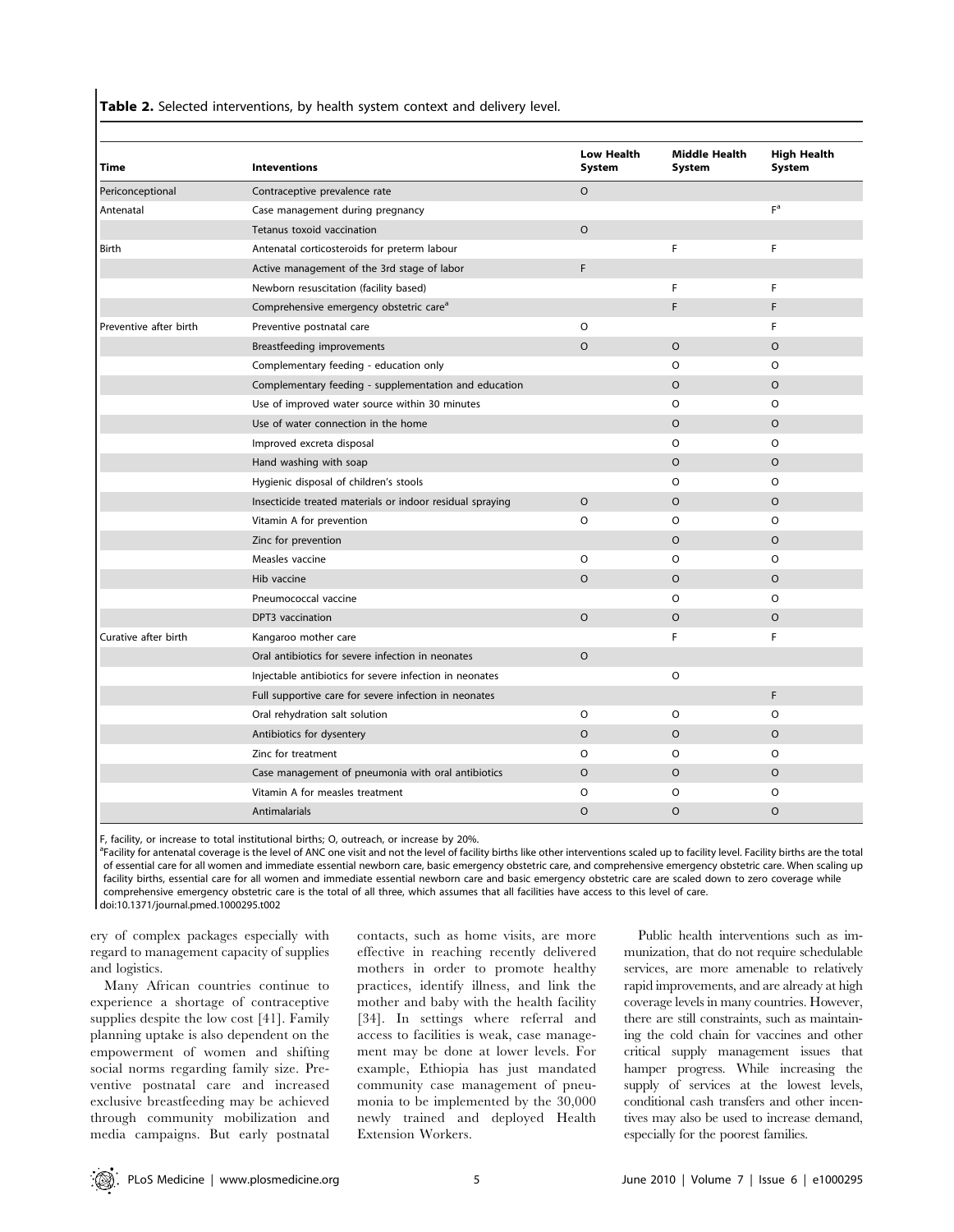**Table 2.** Selected interventions, by health system context and delivery level.

| Time | Inteventions | Low Health System | Middle Health System | High Health System |
|---|---|---|---|---|
| Periconceptional | Contraceptive prevalence rate | O | | |
| Antenatal | Case management during pregnancy | | | F[a] |
| | Tetanus toxoid vaccination | O | | |
| Birth | Antenatal corticosteroids for preterm labour | | F | F |
| | Active management of the 3rd stage of labor | F | | |
| | Newborn resuscitation (facility based) | | F | F |
| | Comprehensive emergency obstetric care[a] | | F | F |
| Preventive after birth | Preventive postnatal care | O | | F |
| | Breastfeeding improvements | O | O | O |
| | Complementary feeding - education only | | O | O |
| | Complementary feeding - supplementation and education | | O | O |
| | Use of improved water source within 30 minutes | | O | O |
| | Use of water connection in the home | | O | O |
| | Improved excreta disposal | | O | O |
| | Hand washing with soap | | O | O |
| | Hygienic disposal of children's stools | | O | O |
| | Insecticide treated materials or indoor residual spraying | O | O | O |
| | Vitamin A for prevention | O | O | O |
| | Zinc for prevention | | O | O |
| | Measles vaccine | O | O | O |
| | Hib vaccine | O | O | O |
| | Pneumococcal vaccine | | O | O |
| | DPT3 vaccination | O | O | O |
| Curative after birth | Kangaroo mother care | | F | F |
| | Oral antibiotics for severe infection in neonates | O | | |
| | Injectable antibiotics for severe infection in neonates | | O | |
| | Full supportive care for severe infection in neonates | | | F |
| | Oral rehydration salt solution | O | O | O |
| | Antibiotics for dysentery | O | O | O |
| | Zinc for treatment | O | O | O |
| | Case management of pneumonia with oral antibiotics | O | O | O |
| | Vitamin A for measles treatment | O | O | O |
| | Antimalarials | O | O | O |

F, facility, or increase to total institutional births; O, outreach, or increase by 20%.
[a]Facility for antenatal coverage is the level of ANC one visit and not the level of facility births like other interventions scaled up to facility level. Facility births are the total of essential care for all women and immediate essential newborn care, basic emergency obstetric care, and comprehensive emergency obstetric care. When scaling up facility births, essential care for all women and immediate essential newborn care and basic emergency obstetric care are scaled down to zero coverage while comprehensive emergency obstetric care is the total of all three, which assumes that all facilities have access to this level of care.
doi:10.1371/journal.pmed.1000295.t002

ery of complex packages especially with regard to management capacity of supplies and logistics.

Many African countries continue to experience a shortage of contraceptive supplies despite the low cost [41]. Family planning uptake is also dependent on the empowerment of women and shifting social norms regarding family size. Preventive postnatal care and increased exclusive breastfeeding may be achieved through community mobilization and media campaigns. But early postnatal contacts, such as home visits, are more effective in reaching recently delivered mothers in order to promote healthy practices, identify illness, and link the mother and baby with the health facility [34]. In settings where referral and access to facilities is weak, case management may be done at lower levels. For example, Ethiopia has just mandated community case management of pneumonia to be implemented by the 30,000 newly trained and deployed Health Extension Workers.

Public health interventions such as immunization, that do not require schedulable services, are more amenable to relatively rapid improvements, and are already at high coverage levels in many countries. However, there are still constraints, such as maintaining the cold chain for vaccines and other critical supply management issues that hamper progress. While increasing the supply of services at the lowest levels, conditional cash transfers and other incentives may also be used to increase demand, especially for the poorest families.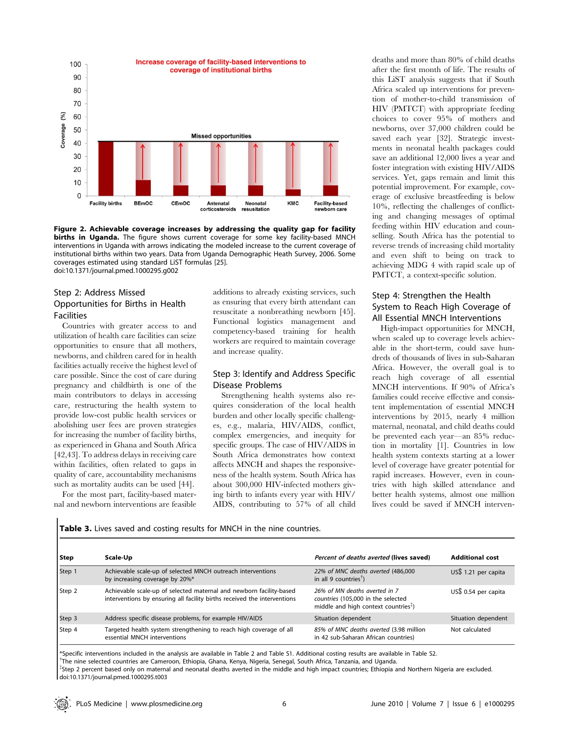**Figure 2. Achievable coverage increases by addressing the quality gap for facility births in Uganda.** The figure shows current coverage for some key facility-based MNCH interventions in Uganda with arrows indicating the modeled increase to the current coverage of institutional births within two years. Data from Uganda Demographic Heath Survey, 2006. Some coverages estimated using standard LiST formulas [25].
doi:10.1371/journal.pmed.1000295.g002

## Step 2: Address Missed Opportunities for Births in Health Facilities

Countries with greater access to and utilization of health care facilities can seize opportunities to ensure that all mothers, newborns, and children cared for in health facilities actually receive the highest level of care possible. Since the cost of care during pregnancy and childbirth is one of the main contributors to delays in accessing care, restructuring the health system to provide low-cost public health services or abolishing user fees are proven strategies for increasing the number of facility births, as experienced in Ghana and South Africa [42,43]. To address delays in receiving care within facilities, often related to gaps in quality of care, accountability mechanisms such as mortality audits can be used [44].

For the most part, facility-based maternal and newborn interventions are feasible additions to already existing services, such as ensuring that every birth attendant can resuscitate a nonbreathing newborn [45]. Functional logistics management and competency-based training for health workers are required to maintain coverage and increase quality.

## Step 3: Identify and Address Specific Disease Problems

Strengthening health systems also requires consideration of the local health burden and other locally specific challenges, e.g., malaria, HIV/AIDS, conflict, complex emergencies, and inequity for specific groups. The case of HIV/AIDS in South Africa demonstrates how context affects MNCH and shapes the responsiveness of the health system. South Africa has about 300,000 HIV-infected mothers giving birth to infants every year with HIV/AIDS, contributing to 57% of all child deaths and more than 80% of child deaths after the first month of life. The results of this LiST analysis suggests that if South Africa scaled up interventions for prevention of mother-to-child transmission of HIV (PMTCT) with appropriate feeding choices to cover 95% of mothers and newborns, over 37,000 children could be saved each year [32]. Strategic investments in neonatal health packages could save an additional 12,000 lives a year and foster integration with existing HIV/AIDS services. Yet, gaps remain and limit this potential improvement. For example, coverage of exclusive breastfeeding is below 10%, reflecting the challenges of conflicting and changing messages of optimal feeding within HIV education and counselling. South Africa has the potential to reverse trends of increasing child mortality and even shift to being on track to achieving MDG 4 with rapid scale up of PMTCT, a context-specific solution.

## Step 4: Strengthen the Health System to Reach High Coverage of All Essential MNCH Interventions

High-impact opportunities for MNCH, when scaled up to coverage levels achievable in the short-term, could save hundreds of thousands of lives in sub-Saharan Africa. However, the overall goal is to reach high coverage of all essential MNCH interventions. If 90% of Africa's families could receive effective and consistent implementation of essential MNCH interventions by 2015, nearly 4 million maternal, neonatal, and child deaths could be prevented each year—an 85% reduction in mortality [1]. Countries in low health system contexts starting at a lower level of coverage have greater potential for rapid increases. However, even in countries with high skilled attendance and better health systems, almost one million lives could be saved if MNCH interven-

**Table 3.** Lives saved and costing results for MNCH in the nine countries.

| Step | Scale-Up | *Percent of deaths averted* (lives saved) | Additional cost |
|---|---|---|---|
| Step 1 | Achievable scale-up of selected MNCH outreach interventions by increasing coverage by 20%* | *22% of MNC deaths averted* (486,000 in all 9 countries[†]) | US$ 1.21 per capita |
| Step 2 | Achievable scale-up of selected maternal and newborn facility-based interventions by ensuring all facility births received the interventions | *26% of MN deaths averted in 7 countries* (105,000 in the selected middle and high context countries[‡]) | US$ 0.54 per capita |
| Step 3 | Address specific disease problems, for example HIV/AIDS | Situation dependent | Situation dependent |
| Step 4 | Targeted health system strengthening to reach high coverage of all essential MNCH interventions | 85% of MNC deaths averted (3.98 million in 42 sub-Saharan African countries) | Not calculated |

*Specific interventions included in the analysis are available in Table 2 and Table S1. Additional costing results are available in Table S2.
[†]The nine selected countries are Cameroon, Ethiopia, Ghana, Kenya, Nigeria, Senegal, South Africa, Tanzania, and Uganda.
[‡]Step 2 percent based only on maternal and neonatal deaths averted in the middle and high impact countries; Ethiopia and Northern Nigeria are excluded.
doi:10.1371/journal.pmed.1000295.t003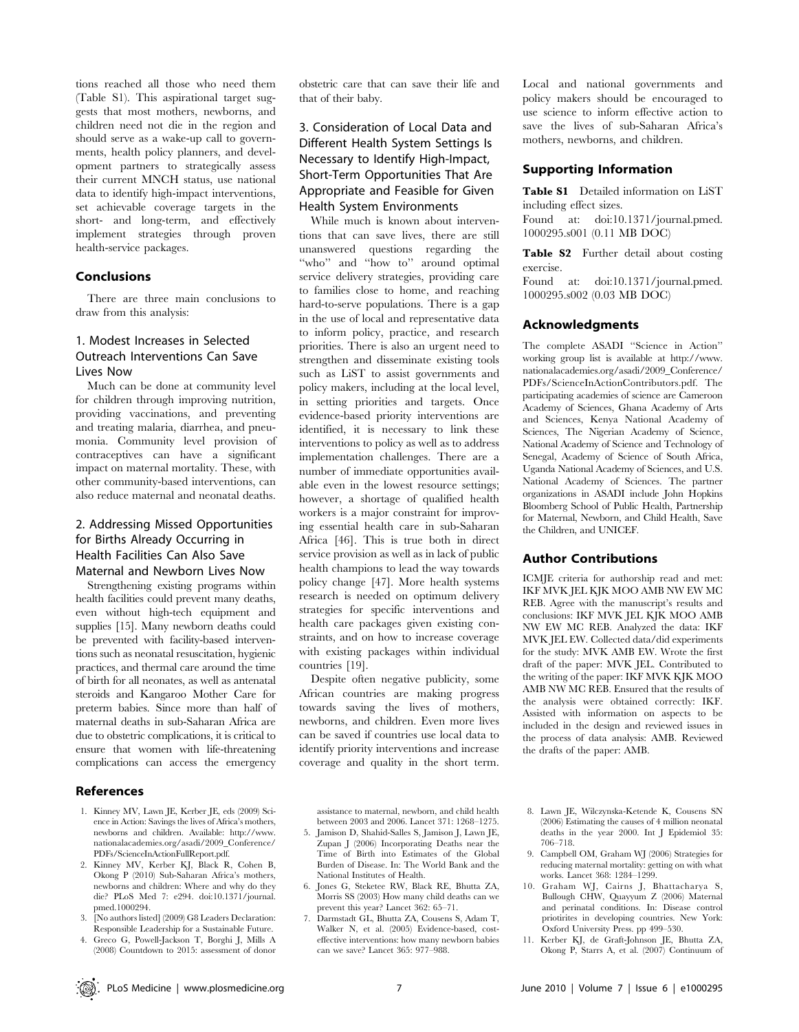tions reached all those who need them (Table S1). This aspirational target suggests that most mothers, newborns, and children need not die in the region and should serve as a wake-up call to governments, health policy planners, and development partners to strategically assess their current MNCH status, use national data to identify high-impact interventions, set achievable coverage targets in the short- and long-term, and effectively implement strategies through proven health-service packages.

## Conclusions

There are three main conclusions to draw from this analysis:

### 1. Modest Increases in Selected Outreach Interventions Can Save Lives Now

Much can be done at community level for children through improving nutrition, providing vaccinations, and preventing and treating malaria, diarrhea, and pneumonia. Community level provision of contraceptives can have a significant impact on maternal mortality. These, with other community-based interventions, can also reduce maternal and neonatal deaths.

### 2. Addressing Missed Opportunities for Births Already Occurring in Health Facilities Can Also Save Maternal and Newborn Lives Now

Strengthening existing programs within health facilities could prevent many deaths, even without high-tech equipment and supplies [15]. Many newborn deaths could be prevented with facility-based interventions such as neonatal resuscitation, hygienic practices, and thermal care around the time of birth for all neonates, as well as antenatal steroids and Kangaroo Mother Care for preterm babies. Since more than half of maternal deaths in sub-Saharan Africa are due to obstetric complications, it is critical to ensure that women with life-threatening complications can access the emergency obstetric care that can save their life and that of their baby.

### 3. Consideration of Local Data and Different Health System Settings Is Necessary to Identify High-Impact, Short-Term Opportunities That Are Appropriate and Feasible for Given Health System Environments

While much is known about interventions that can save lives, there are still unanswered questions regarding the "who" and "how to" around optimal service delivery strategies, providing care to families close to home, and reaching hard-to-serve populations. There is a gap in the use of local and representative data to inform policy, practice, and research priorities. There is also an urgent need to strengthen and disseminate existing tools such as LiST to assist governments and policy makers, including at the local level, in setting priorities and targets. Once evidence-based priority interventions are identified, it is necessary to link these interventions to policy as well as to address implementation challenges. There are a number of immediate opportunities available even in the lowest resource settings; however, a shortage of qualified health workers is a major constraint for improving essential health care in sub-Saharan Africa [46]. This is true both in direct service provision as well as in lack of public health champions to lead the way towards policy change [47]. More health systems research is needed on optimum delivery strategies for specific interventions and health care packages given existing constraints, and on how to increase coverage with existing packages within individual countries [19].

Despite often negative publicity, some African countries are making progress towards saving the lives of mothers, newborns, and children. Even more lives can be saved if countries use local data to identify priority interventions and increase coverage and quality in the short term. Local and national governments and policy makers should be encouraged to use science to inform effective action to save the lives of sub-Saharan Africa's mothers, newborns, and children.

## Supporting Information

**Table S1** Detailed information on LiST including effect sizes.
Found at: doi:10.1371/journal.pmed.1000295.s001 (0.11 MB DOC)

**Table S2** Further detail about costing exercise.
Found at: doi:10.1371/journal.pmed.1000295.s002 (0.03 MB DOC)

## Acknowledgments

The complete ASADI "Science in Action" working group list is available at http://www.nationalacademies.org/asadi/2009_Conference/PDFs/ScienceInActionContributors.pdf. The participating academies of science are Cameroon Academy of Sciences, Ghana Academy of Arts and Sciences, Kenya National Academy of Sciences, The Nigerian Academy of Science, National Academy of Science and Technology of Senegal, Academy of Science of South Africa, Uganda National Academy of Sciences, and U.S. National Academy of Sciences. The partner organizations in ASADI include John Hopkins Bloomberg School of Public Health, Partnership for Maternal, Newborn, and Child Health, Save the Children, and UNICEF.

## Author Contributions

ICMJE criteria for authorship read and met: IKF MVK JEL KJK MOO AMB NW EW MC REB. Agree with the manuscript's results and conclusions: IKF MVK JEL KJK MOO AMB NW EW MC REB. Analyzed the data: IKF MVK JEL EW. Collected data/did experiments for the study: MVK AMB EW. Wrote the first draft of the paper: MVK JEL. Contributed to the writing of the paper: IKF MVK KJK MOO AMB NW MC REB. Ensured that the results of the analysis were obtained correctly: IKF. Assisted with information on aspects to be included in the design and reviewed issues in the process of data analysis: AMB. Reviewed the drafts of the paper: AMB.

## References

1. Kinney MV, Lawn JE, Kerber JE, eds (2009) Science in Action: Savings the lives of Africa's mothers, newborns and children. Available: http://www.nationalacademies.org/asadi/2009_Conference/PDFs/ScienceInActionFullReport.pdf.
2. Kinney MV, Kerber KJ, Black R, Cohen B, Okong P (2010) Sub-Saharan Africa's mothers, newborns and children: Where and why do they die? PLoS Med 7: e294. doi:10.1371/journal.pmed.1000294.
3. [No authors listed] (2009) G8 Leaders Declaration: Responsible Leadership for a Sustainable Future.
4. Greco G, Powell-Jackson T, Borghi J, Mills A (2008) Countdown to 2015: assessment of donor assistance to maternal, newborn, and child health between 2003 and 2006. Lancet 371: 1268–1275.
5. Jamison D, Shahid-Salles S, Jamison J, Lawn JE, Zupan J (2006) Incorporating Deaths near the Time of Birth into Estimates of the Global Burden of Disease. In: The World Bank and the National Institutes of Health.
6. Jones G, Steketee RW, Black RE, Bhutta ZA, Morris SS (2003) How many child deaths can we prevent this year? Lancet 362: 65–71.
7. Darmstadt GL, Bhutta ZA, Cousens S, Adam T, Walker N, et al. (2005) Evidence-based, cost-effective interventions: how many newborn babies can we save? Lancet 365: 977–988.
8. Lawn JE, Wilczynska-Ketende K, Cousens SN (2006) Estimating the causes of 4 million neonatal deaths in the year 2000. Int J Epidemiol 35: 706–718.
9. Campbell OM, Graham WJ (2006) Strategies for reducing maternal mortality: getting on with what works. Lancet 368: 1284–1299.
10. Graham WJ, Cairns J, Bhattacharya S, Bullough CHW, Quayyum Z (2006) Maternal and perinatal conditions. In: Disease control priotirites in developing countries. New York: Oxford University Press. pp 499–530.
11. Kerber KJ, de Graft-Johnson JE, Bhutta ZA, Okong P, Starrs A, et al. (2007) Continuum of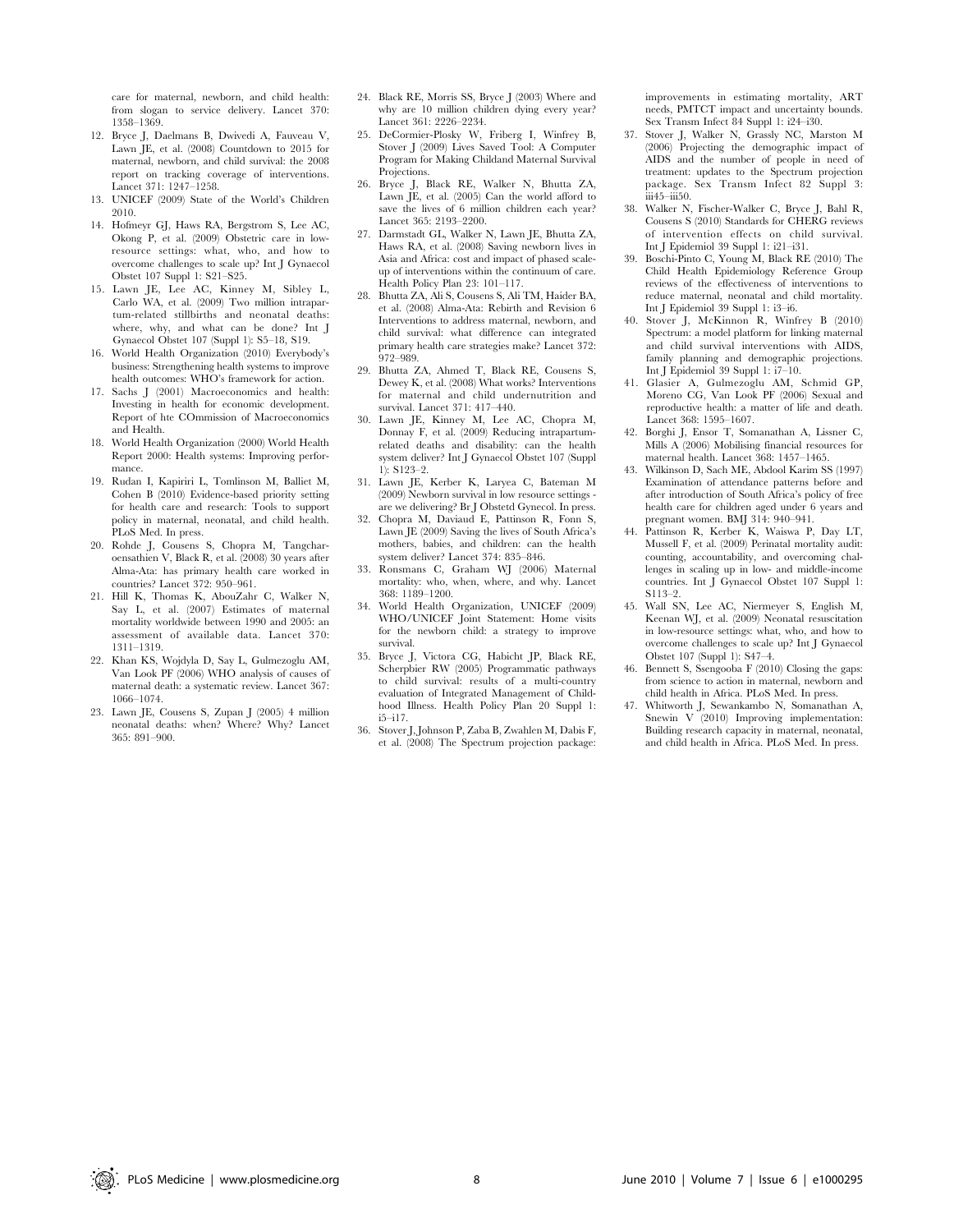care for maternal, newborn, and child health: from slogan to service delivery. Lancet 370: 1358–1369.

12. Bryce J, Daelmans B, Dwivedi A, Fauveau V, Lawn JE, et al. (2008) Countdown to 2015 for maternal, newborn, and child survival: the 2008 report on tracking coverage of interventions. Lancet 371: 1247–1258.
13. UNICEF (2009) State of the World's Children 2010.
14. Hofmeyr GJ, Haws RA, Bergstrom S, Lee AC, Okong P, et al. (2009) Obstetric care in low-resource settings: what, who, and how to overcome challenges to scale up? Int J Gynaecol Obstet 107 Suppl 1: S21–S25.
15. Lawn JE, Lee AC, Kinney M, Sibley L, Carlo WA, et al. (2009) Two million intrapartum-related stillbirths and neonatal deaths: where, why, and what can be done? Int J Gynaecol Obstet 107 (Suppl 1): S5–18, S19.
16. World Health Organization (2010) Everybody's business: Strengthening health systems to improve health outcomes: WHO's framework for action.
17. Sachs J (2001) Macroeconomics and health: Investing in health for economic development. Report of hte COmmission of Macroeconomics and Health.
18. World Health Organization (2000) World Health Report 2000: Health systems: Improving performance.
19. Rudan I, Kapiriri L, Tomlinson M, Balliet M, Cohen B (2010) Evidence-based priority setting for health care and research: Tools to support policy in maternal, neonatal, and child health. PLoS Med. In press.
20. Rohde J, Cousens S, Chopra M, Tangcharoensathien V, Black R, et al. (2008) 30 years after Alma-Ata: has primary health care worked in countries? Lancet 372: 950–961.
21. Hill K, Thomas K, AbouZahr C, Walker N, Say L, et al. (2007) Estimates of maternal mortality worldwide between 1990 and 2005: an assessment of available data. Lancet 370: 1311–1319.
22. Khan KS, Wojdyla D, Say L, Gulmezoglu AM, Van Look PF (2006) WHO analysis of causes of maternal death: a systematic review. Lancet 367: 1066–1074.
23. Lawn JE, Cousens S, Zupan J (2005) 4 million neonatal deaths: when? Where? Why? Lancet 365: 891–900.
24. Black RE, Morris SS, Bryce J (2003) Where and why are 10 million children dying every year? Lancet 361: 2226–2234.
25. DeCormier-Plosky W, Friberg I, Winfrey B, Stover J (2009) Lives Saved Tool: A Computer Program for Making Childand Maternal Survival Projections.
26. Bryce J, Black RE, Walker N, Bhutta ZA, Lawn JE, et al. (2005) Can the world afford to save the lives of 6 million children each year? Lancet 365: 2193–2200.
27. Darmstadt GL, Walker N, Lawn JE, Bhutta ZA, Haws RA, et al. (2008) Saving newborn lives in Asia and Africa: cost and impact of phased scale-up of interventions within the continuum of care. Health Policy Plan 23: 101–117.
28. Bhutta ZA, Ali S, Cousens S, Ali TM, Haider BA, et al. (2008) Alma-Ata: Rebirth and Revision 6 Interventions to address maternal, newborn, and child survival: what difference can integrated primary health care strategies make? Lancet 372: 972–989.
29. Bhutta ZA, Ahmed T, Black RE, Cousens S, Dewey K, et al. (2008) What works? Interventions for maternal and child undernutrition and survival. Lancet 371: 417–440.
30. Lawn JE, Kinney M, Lee AC, Chopra M, Donnay F, et al. (2009) Reducing intrapartum-related deaths and disability: can the health system deliver? Int J Gynaecol Obstet 107 (Suppl 1): S123–2.
31. Lawn JE, Kerber K, Laryea C, Bateman M (2009) Newborn survival in low resource settings - are we delivering? Br J Obstetd Gynecol. In press.
32. Chopra M, Daviaud E, Pattinson R, Fonn S, Lawn JE (2009) Saving the lives of South Africa's mothers, babies, and children: can the health system deliver? Lancet 374: 835–846.
33. Ronsmans C, Graham WJ (2006) Maternal mortality: who, when, where, and why. Lancet 368: 1189–1200.
34. World Health Organization, UNICEF (2009) WHO/UNICEF Joint Statement: Home visits for the newborn child: a strategy to improve survival.
35. Bryce J, Victora CG, Habicht JP, Black RE, Scherpbier RW (2005) Programmatic pathways to child survival: results of a multi-country evaluation of Integrated Management of Childhood Illness. Health Policy Plan 20 Suppl 1: i5–i17.
36. Stover J, Johnson P, Zaba B, Zwahlen M, Dabis F, et al. (2008) The Spectrum projection package: improvements in estimating mortality, ART needs, PMTCT impact and uncertainty bounds. Sex Transm Infect 84 Suppl 1: i24–i30.
37. Stover J, Walker N, Grassly NC, Marston M (2006) Projecting the demographic impact of AIDS and the number of people in need of treatment: updates to the Spectrum projection package. Sex Transm Infect 82 Suppl 3: iii45–iii50.
38. Walker N, Fischer-Walker C, Bryce J, Bahl R, Cousens S (2010) Standards for CHERG reviews of intervention effects on child survival. Int J Epidemiol 39 Suppl 1: i21–i31.
39. Boschi-Pinto C, Young M, Black RE (2010) The Child Health Epidemiology Reference Group reviews of the effectiveness of interventions to reduce maternal, neonatal and child mortality. Int J Epidemiol 39 Suppl 1: i3–i6.
40. Stover J, McKinnon R, Winfrey B (2010) Spectrum: a model platform for linking maternal and child survival interventions with AIDS, family planning and demographic projections. Int J Epidemiol 39 Suppl 1: i7–10.
41. Glasier A, Gulmezoglu AM, Schmid GP, Moreno CG, Van Look PF (2006) Sexual and reproductive health: a matter of life and death. Lancet 368: 1595–1607.
42. Borghi J, Ensor T, Somanathan A, Lissner C, Mills A (2006) Mobilising financial resources for maternal health. Lancet 368: 1457–1465.
43. Wilkinson D, Sach ME, Abdool Karim SS (1997) Examination of attendance patterns before and after introduction of South Africa's policy of free health care for children aged under 6 years and pregnant women. BMJ 314: 940–941.
44. Pattinson R, Kerber K, Waiswa P, Day LT, Mussell F, et al. (2009) Perinatal mortality audit: counting, accountability, and overcoming challenges in scaling up in low- and middle-income countries. Int J Gynaecol Obstet 107 Suppl 1: S113–2.
45. Wall SN, Lee AC, Niermeyer S, English M, Keenan WJ, et al. (2009) Neonatal resuscitation in low-resource settings: what, who, and how to overcome challenges to scale up? Int J Gynaecol Obstet 107 (Suppl 1): S47–4.
46. Bennett S, Ssengooba F (2010) Closing the gaps: from science to action in maternal, newborn and child health in Africa. PLoS Med. In press.
47. Whitworth J, Sewankambo N, Somanathan A, Snewin V (2010) Improving implementation: Building research capacity in maternal, neonatal, and child health in Africa. PLoS Med. In press.